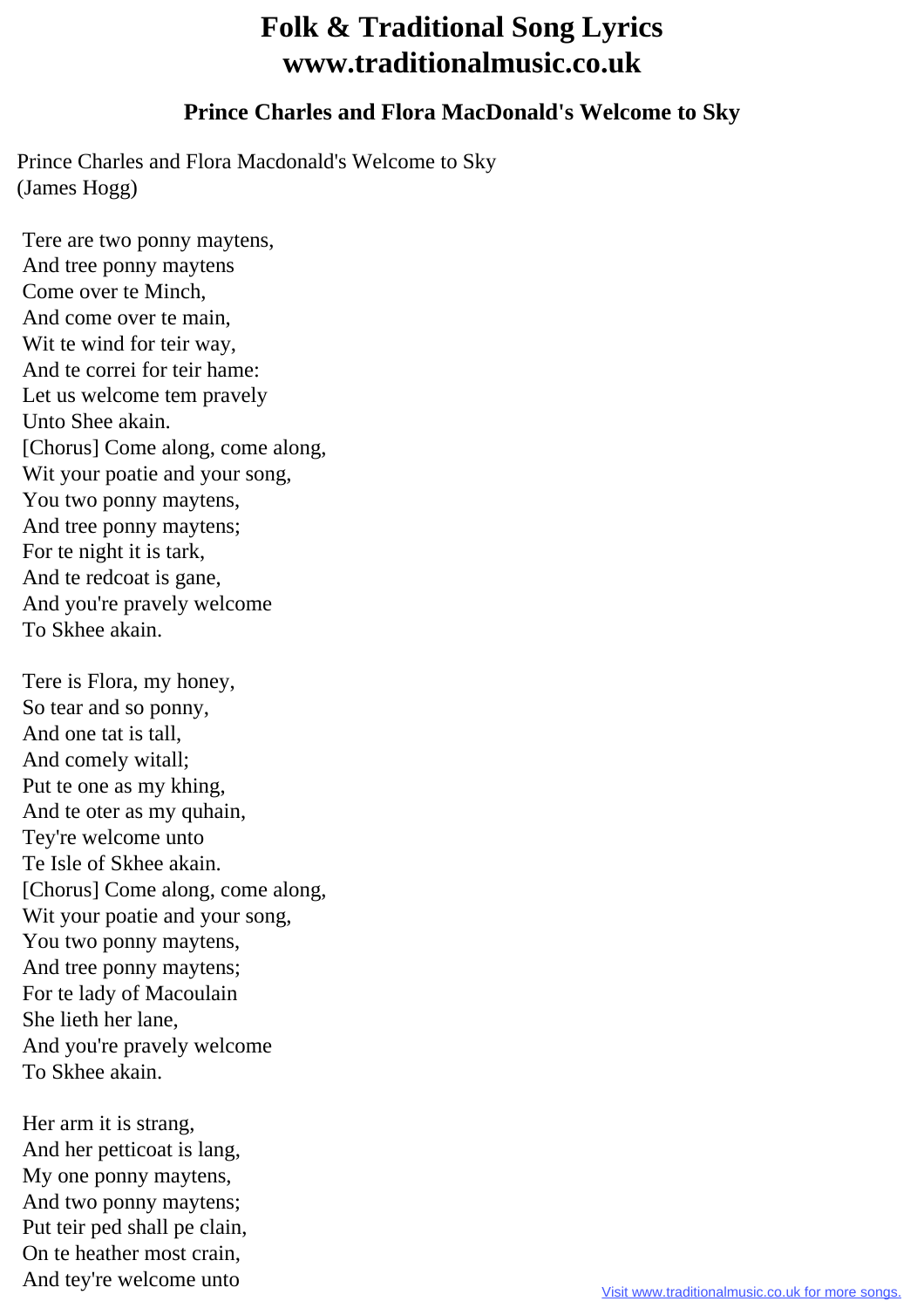# Folk & Traditional Song Lyrics
# www.traditionalmusic.co.uk

### Prince Charles and Flora MacDonald's Welcome to Sky

Prince Charles and Flora Macdonald's Welcome to Sky
(James Hogg)

Tere are two ponny maytens,
And tree ponny maytens
Come over te Minch,
And come over te main,
Wit te wind for teir way,
And te correi for teir hame:
Let us welcome tem pravely
Unto Shee akain.
[Chorus] Come along, come along,
Wit your poatie and your song,
You two ponny maytens,
And tree ponny maytens;
For te night it is tark,
And te redcoat is gane,
And you're pravely welcome
To Skhee akain.

Tere is Flora, my honey,
So tear and so ponny,
And one tat is tall,
And comely witall;
Put te one as my khing,
And te oter as my quhain,
Tey're welcome unto
Te Isle of Skhee akain.
[Chorus] Come along, come along,
Wit your poatie and your song,
You two ponny maytens,
And tree ponny maytens;
For te lady of Macoulain
She lieth her lane,
And you're pravely welcome
To Skhee akain.

Her arm it is strang,
And her petticoat is lang,
My one ponny maytens,
And two ponny maytens;
Put teir ped shall pe clain,
On te heather most crain,
And tey're welcome unto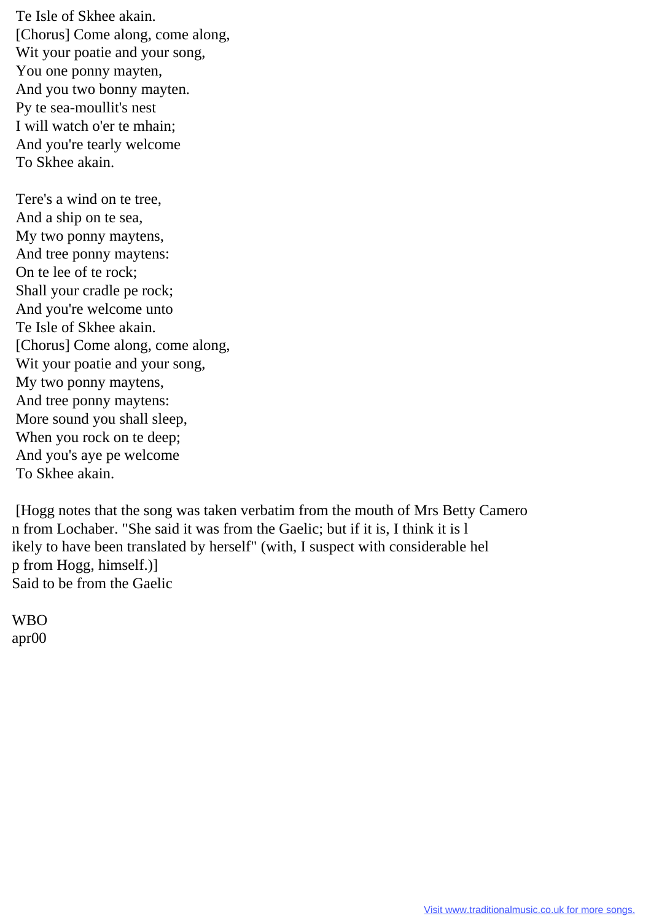Te Isle of Skhee akain.
[Chorus] Come along, come along,
Wit your poatie and your song,
You one ponny mayten,
And you two bonny mayten.
Py te sea-moullit's nest
I will watch o'er te mhain;
And you're tearly welcome
To Skhee akain.

Tere's a wind on te tree,
And a ship on te sea,
My two ponny maytens,
And tree ponny maytens:
On te lee of te rock;
Shall your cradle pe rock;
And you're welcome unto
Te Isle of Skhee akain.
[Chorus] Come along, come along,
Wit your poatie and your song,
My two ponny maytens,
And tree ponny maytens:
More sound you shall sleep,
When you rock on te deep;
And you's aye pe welcome
To Skhee akain.

[Hogg notes that the song was taken verbatim from the mouth of Mrs Betty Cameron from Lochaber. "She said it was from the Gaelic; but if it is, I think it is likely to have been translated by herself" (with, I suspect with considerable help from Hogg, himself.)]
Said to be from the Gaelic

WBO
apr00

Visit www.traditionalmusic.co.uk for more songs.